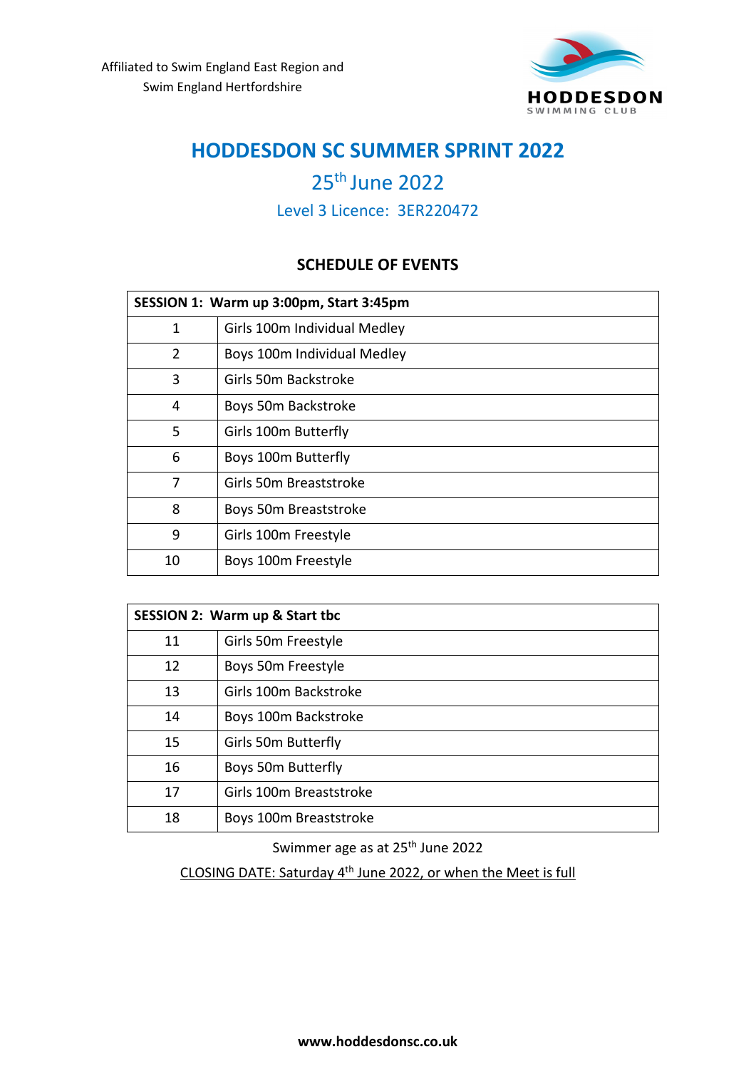Affiliated to Swim England East Region and Swim England Hertfordshire

HODDESDON SWIMMING CLUB

# HODDESDON SC SUMMER SPRINT 2022

## 25th June 2022

### Level 3 Licence: 3ER220472

## SCHEDULE OF EVENTS

| SESSION 1: Warm up 3:00pm, Start 3:45pm | |
|---|---|
| 1 | Girls 100m Individual Medley |
| 2 | Boys 100m Individual Medley |
| 3 | Girls 50m Backstroke |
| 4 | Boys 50m Backstroke |
| 5 | Girls 100m Butterfly |
| 6 | Boys 100m Butterfly |
| 7 | Girls 50m Breaststroke |
| 8 | Boys 50m Breaststroke |
| 9 | Girls 100m Freestyle |
| 10 | Boys 100m Freestyle |

| SESSION 2: Warm up & Start tbc | |
|---|---|
| 11 | Girls 50m Freestyle |
| 12 | Boys 50m Freestyle |
| 13 | Girls 100m Backstroke |
| 14 | Boys 100m Backstroke |
| 15 | Girls 50m Butterfly |
| 16 | Boys 50m Butterfly |
| 17 | Girls 100m Breaststroke |
| 18 | Boys 100m Breaststroke |

Swimmer age as at 25th June 2022

CLOSING DATE: Saturday 4th June 2022, or when the Meet is full

**www.hoddesdonsc.co.uk**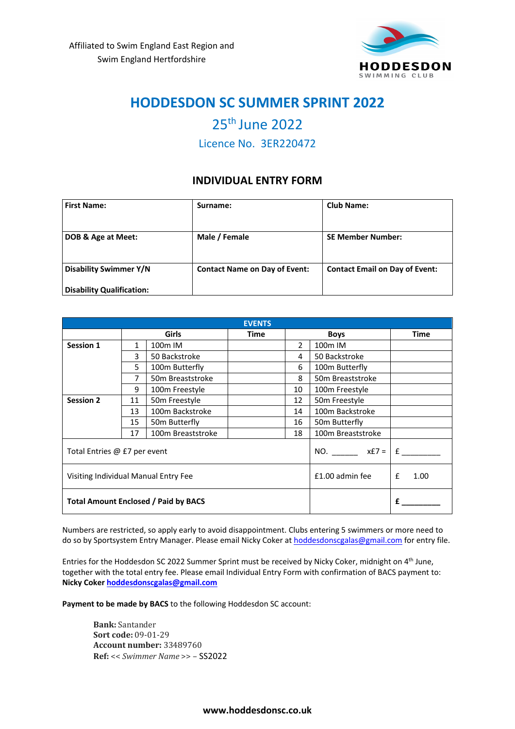Affiliated to Swim England East Region and
Swim England Hertfordshire

HODDESDON
SWIMMING CLUB

# HODDESDON SC SUMMER SPRINT 2022

## 25th June 2022

### Licence No. 3ER220472

### INDIVIDUAL ENTRY FORM

| First Name: | Surname: | Club Name: |
|---|---|---|
| DOB & Age at Meet: | Male / Female | SE Member Number: |
| Disability Swimmer Y/N<br><br>Disability Qualification: | Contact Name on Day of Event: | Contact Email on Day of Event: |

| EVENTS | | | | | | |
|---|---|---|---|---|---|---|
| | | Girls | Time | | Boys | Time |
| Session 1 | 1 | 100m IM | | 2 | 100m IM | |
| | 3 | 50 Backstroke | | 4 | 50 Backstroke | |
| | 5 | 100m Butterfly | | 6 | 100m Butterfly | |
| | 7 | 50m Breaststroke | | 8 | 50m Breaststroke | |
| | 9 | 100m Freestyle | | 10 | 100m Freestyle | |
| Session 2 | 11 | 50m Freestyle | | 12 | 50m Freestyle | |
| | 13 | 100m Backstroke | | 14 | 100m Backstroke | |
| | 15 | 50m Butterfly | | 16 | 50m Butterfly | |
| | 17 | 100m Breaststroke | | 18 | 100m Breaststroke | |
| Total Entries @ £7 per event | | | | | NO. ______ x£7 = | £ _________ |
| Visiting Individual Manual Entry Fee | | | | | £1.00 admin fee | £ 1.00 |
| **Total Amount Enclosed / Paid by BACS** | | | | | | **£ _________** |

Numbers are restricted, so apply early to avoid disappointment. Clubs entering 5 swimmers or more need to do so by Sportsystem Entry Manager. Please email Nicky Coker at hoddesdonscgalas@gmail.com for entry file.

Entries for the Hoddesdon SC 2022 Summer Sprint must be received by Nicky Coker, midnight on 4th June, together with the total entry fee. Please email Individual Entry Form with confirmation of BACS payment to: **Nicky Coker hoddesdonscgalas@gmail.com**

**Payment to be made by BACS** to the following Hoddesdon SC account:

> **Bank:** Santander
> **Sort code:** 09-01-29
> **Account number:** 33489760
> **Ref:** << *Swimmer Name* >> – SS2022

**www.hoddesdonsc.co.uk**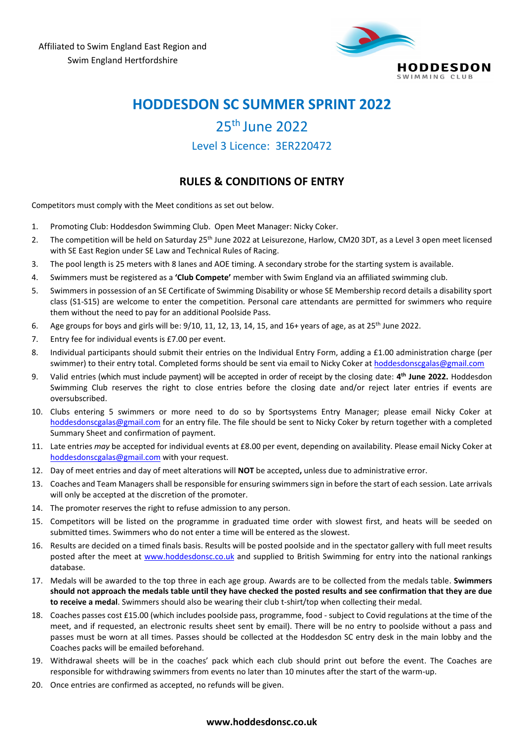Affiliated to Swim England East Region and Swim England Hertfordshire

HODDESDON SWIMMING CLUB

# HODDESDON SC SUMMER SPRINT 2022

## 25th June 2022

### Level 3 Licence: 3ER220472

## RULES & CONDITIONS OF ENTRY

Competitors must comply with the Meet conditions as set out below.

1. Promoting Club: Hoddesdon Swimming Club. Open Meet Manager: Nicky Coker.
2. The competition will be held on Saturday 25th June 2022 at Leisurezone, Harlow, CM20 3DT, as a Level 3 open meet licensed with SE East Region under SE Law and Technical Rules of Racing.
3. The pool length is 25 meters with 8 lanes and AOE timing. A secondary strobe for the starting system is available.
4. Swimmers must be registered as a **'Club Compete'** member with Swim England via an affiliated swimming club.
5. Swimmers in possession of an SE Certificate of Swimming Disability or whose SE Membership record details a disability sport class (S1-S15) are welcome to enter the competition. Personal care attendants are permitted for swimmers who require them without the need to pay for an additional Poolside Pass.
6. Age groups for boys and girls will be: 9/10, 11, 12, 13, 14, 15, and 16+ years of age, as at 25th June 2022.
7. Entry fee for individual events is £7.00 per event.
8. Individual participants should submit their entries on the Individual Entry Form, adding a £1.00 administration charge (per swimmer) to their entry total. Completed forms should be sent via email to Nicky Coker at hoddesdonscgalas@gmail.com
9. Valid entries (which must include payment) will be accepted in order of receipt by the closing date: **4th June 2022.** Hoddesdon Swimming Club reserves the right to close entries before the closing date and/or reject later entries if events are oversubscribed.
10. Clubs entering 5 swimmers or more need to do so by Sportsystems Entry Manager; please email Nicky Coker at hoddesdonscgalas@gmail.com for an entry file. The file should be sent to Nicky Coker by return together with a completed Summary Sheet and confirmation of payment.
11. Late entries *may* be accepted for individual events at £8.00 per event, depending on availability. Please email Nicky Coker at hoddesdonscgalas@gmail.com with your request.
12. Day of meet entries and day of meet alterations will **NOT** be accepted**,** unless due to administrative error.
13. Coaches and Team Managers shall be responsible for ensuring swimmers sign in before the start of each session. Late arrivals will only be accepted at the discretion of the promoter.
14. The promoter reserves the right to refuse admission to any person.
15. Competitors will be listed on the programme in graduated time order with slowest first, and heats will be seeded on submitted times. Swimmers who do not enter a time will be entered as the slowest.
16. Results are decided on a timed finals basis. Results will be posted poolside and in the spectator gallery with full meet results posted after the meet at www.hoddesdonsc.co.uk and supplied to British Swimming for entry into the national rankings database.
17. Medals will be awarded to the top three in each age group. Awards are to be collected from the medals table. **Swimmers should not approach the medals table until they have checked the posted results and see confirmation that they are due to receive a medal**. Swimmers should also be wearing their club t-shirt/top when collecting their medal.
18. Coaches passes cost £15.00 (which includes poolside pass, programme, food - subject to Covid regulations at the time of the meet, and if requested, an electronic results sheet sent by email). There will be no entry to poolside without a pass and passes must be worn at all times. Passes should be collected at the Hoddesdon SC entry desk in the main lobby and the Coaches packs will be emailed beforehand.
19. Withdrawal sheets will be in the coaches' pack which each club should print out before the event. The Coaches are responsible for withdrawing swimmers from events no later than 10 minutes after the start of the warm-up.
20. Once entries are confirmed as accepted, no refunds will be given.

**www.hoddesdonsc.co.uk**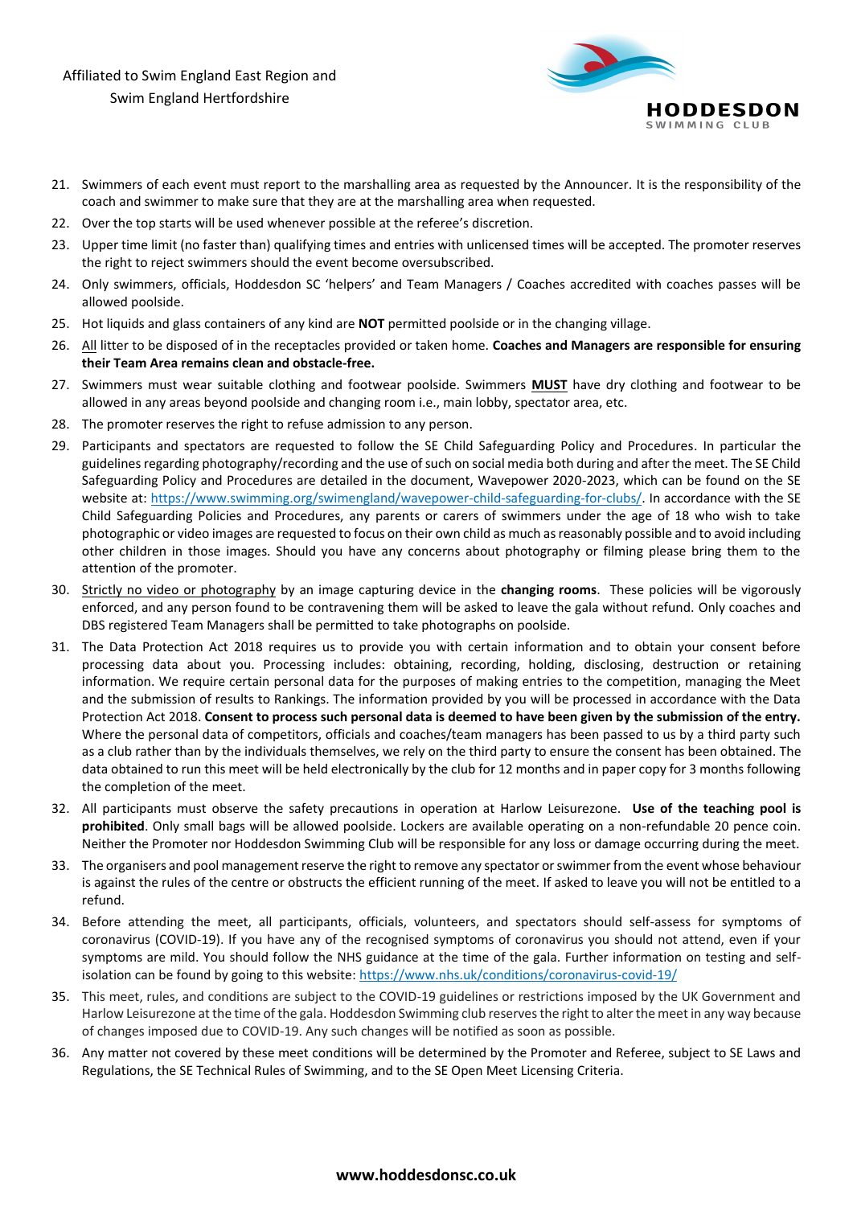21. Swimmers of each event must report to the marshalling area as requested by the Announcer. It is the responsibility of the coach and swimmer to make sure that they are at the marshalling area when requested.
22. Over the top starts will be used whenever possible at the referee's discretion.
23. Upper time limit (no faster than) qualifying times and entries with unlicensed times will be accepted. The promoter reserves the right to reject swimmers should the event become oversubscribed.
24. Only swimmers, officials, Hoddesdon SC 'helpers' and Team Managers / Coaches accredited with coaches passes will be allowed poolside.
25. Hot liquids and glass containers of any kind are **NOT** permitted poolside or in the changing village.
26. All litter to be disposed of in the receptacles provided or taken home. **Coaches and Managers are responsible for ensuring their Team Area remains clean and obstacle-free.**
27. Swimmers must wear suitable clothing and footwear poolside. Swimmers **MUST** have dry clothing and footwear to be allowed in any areas beyond poolside and changing room i.e., main lobby, spectator area, etc.
28. The promoter reserves the right to refuse admission to any person.
29. Participants and spectators are requested to follow the SE Child Safeguarding Policy and Procedures. In particular the guidelines regarding photography/recording and the use of such on social media both during and after the meet. The SE Child Safeguarding Policy and Procedures are detailed in the document, Wavepower 2020-2023, which can be found on the SE website at: https://www.swimming.org/swimengland/wavepower-child-safeguarding-for-clubs/. In accordance with the SE Child Safeguarding Policies and Procedures, any parents or carers of swimmers under the age of 18 who wish to take photographic or video images are requested to focus on their own child as much as reasonably possible and to avoid including other children in those images. Should you have any concerns about photography or filming please bring them to the attention of the promoter.
30. Strictly no video or photography by an image capturing device in the **changing rooms**. These policies will be vigorously enforced, and any person found to be contravening them will be asked to leave the gala without refund. Only coaches and DBS registered Team Managers shall be permitted to take photographs on poolside.
31. The Data Protection Act 2018 requires us to provide you with certain information and to obtain your consent before processing data about you. Processing includes: obtaining, recording, holding, disclosing, destruction or retaining information. We require certain personal data for the purposes of making entries to the competition, managing the Meet and the submission of results to Rankings. The information provided by you will be processed in accordance with the Data Protection Act 2018. **Consent to process such personal data is deemed to have been given by the submission of the entry.** Where the personal data of competitors, officials and coaches/team managers has been passed to us by a third party such as a club rather than by the individuals themselves, we rely on the third party to ensure the consent has been obtained. The data obtained to run this meet will be held electronically by the club for 12 months and in paper copy for 3 months following the completion of the meet.
32. All participants must observe the safety precautions in operation at Harlow Leisurezone. **Use of the teaching pool is prohibited**. Only small bags will be allowed poolside. Lockers are available operating on a non-refundable 20 pence coin. Neither the Promoter nor Hoddesdon Swimming Club will be responsible for any loss or damage occurring during the meet.
33. The organisers and pool management reserve the right to remove any spectator or swimmer from the event whose behaviour is against the rules of the centre or obstructs the efficient running of the meet. If asked to leave you will not be entitled to a refund.
34. Before attending the meet, all participants, officials, volunteers, and spectators should self-assess for symptoms of coronavirus (COVID-19). If you have any of the recognised symptoms of coronavirus you should not attend, even if your symptoms are mild. You should follow the NHS guidance at the time of the gala. Further information on testing and self-isolation can be found by going to this website: https://www.nhs.uk/conditions/coronavirus-covid-19/
35. This meet, rules, and conditions are subject to the COVID-19 guidelines or restrictions imposed by the UK Government and Harlow Leisurezone at the time of the gala. Hoddesdon Swimming club reserves the right to alter the meet in any way because of changes imposed due to COVID-19. Any such changes will be notified as soon as possible.
36. Any matter not covered by these meet conditions will be determined by the Promoter and Referee, subject to SE Laws and Regulations, the SE Technical Rules of Swimming, and to the SE Open Meet Licensing Criteria.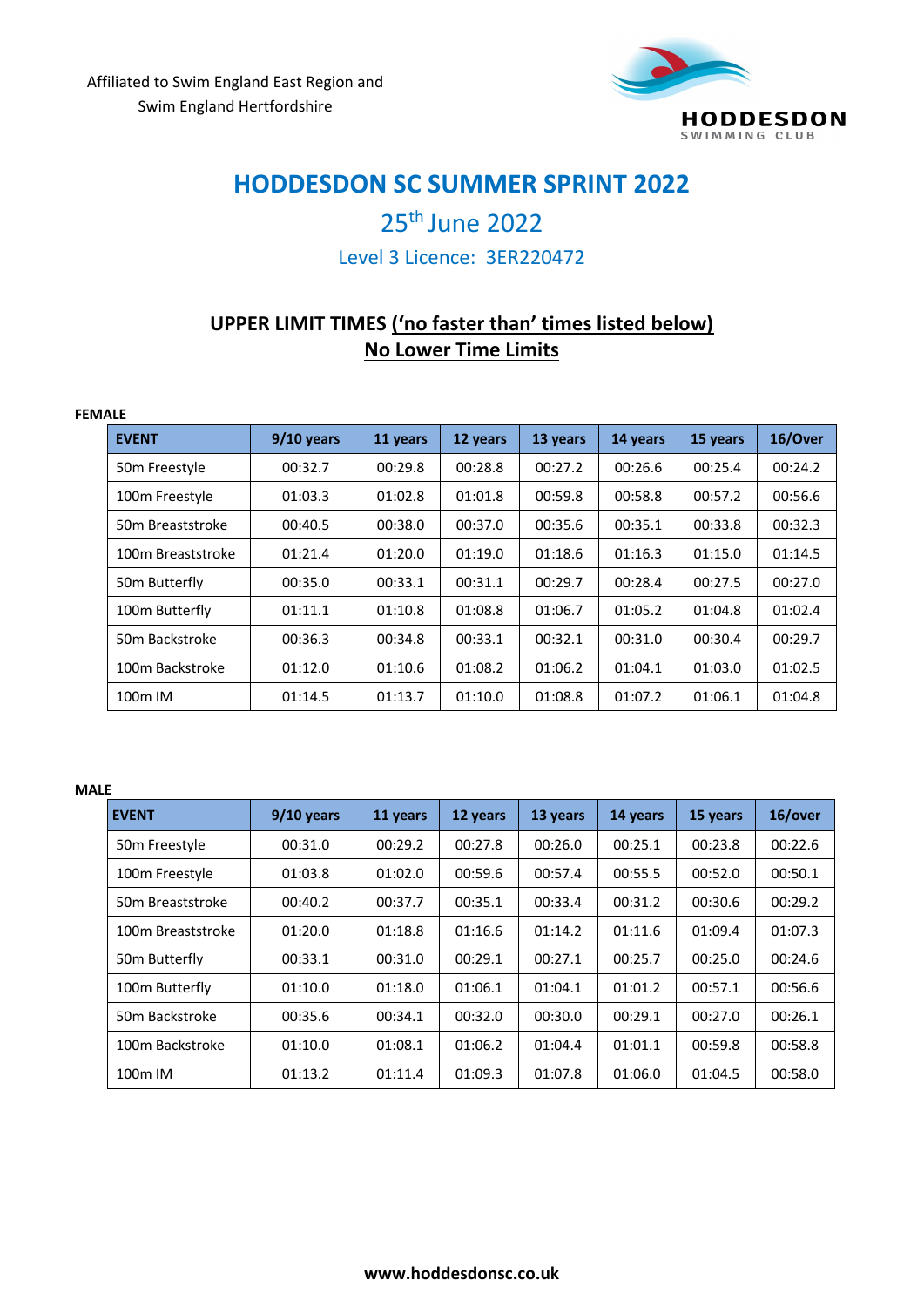Affiliated to Swim England East Region and
Swim England Hertfordshire

HODDESDON
SWIMMING CLUB

# HODDESDON SC SUMMER SPRINT 2022

## 25th June 2022

### Level 3 Licence: 3ER220472

## UPPER LIMIT TIMES ('no faster than' times listed below)
## No Lower Time Limits

**FEMALE**

| EVENT | 9/10 years | 11 years | 12 years | 13 years | 14 years | 15 years | 16/Over |
|---|---|---|---|---|---|---|---|
| 50m Freestyle | 00:32.7 | 00:29.8 | 00:28.8 | 00:27.2 | 00:26.6 | 00:25.4 | 00:24.2 |
| 100m Freestyle | 01:03.3 | 01:02.8 | 01:01.8 | 00:59.8 | 00:58.8 | 00:57.2 | 00:56.6 |
| 50m Breaststroke | 00:40.5 | 00:38.0 | 00:37.0 | 00:35.6 | 00:35.1 | 00:33.8 | 00:32.3 |
| 100m Breaststroke | 01:21.4 | 01:20.0 | 01:19.0 | 01:18.6 | 01:16.3 | 01:15.0 | 01:14.5 |
| 50m Butterfly | 00:35.0 | 00:33.1 | 00:31.1 | 00:29.7 | 00:28.4 | 00:27.5 | 00:27.0 |
| 100m Butterfly | 01:11.1 | 01:10.8 | 01:08.8 | 01:06.7 | 01:05.2 | 01:04.8 | 01:02.4 |
| 50m Backstroke | 00:36.3 | 00:34.8 | 00:33.1 | 00:32.1 | 00:31.0 | 00:30.4 | 00:29.7 |
| 100m Backstroke | 01:12.0 | 01:10.6 | 01:08.2 | 01:06.2 | 01:04.1 | 01:03.0 | 01:02.5 |
| 100m IM | 01:14.5 | 01:13.7 | 01:10.0 | 01:08.8 | 01:07.2 | 01:06.1 | 01:04.8 |

**MALE**

| EVENT | 9/10 years | 11 years | 12 years | 13 years | 14 years | 15 years | 16/over |
|---|---|---|---|---|---|---|---|
| 50m Freestyle | 00:31.0 | 00:29.2 | 00:27.8 | 00:26.0 | 00:25.1 | 00:23.8 | 00:22.6 |
| 100m Freestyle | 01:03.8 | 01:02.0 | 00:59.6 | 00:57.4 | 00:55.5 | 00:52.0 | 00:50.1 |
| 50m Breaststroke | 00:40.2 | 00:37.7 | 00:35.1 | 00:33.4 | 00:31.2 | 00:30.6 | 00:29.2 |
| 100m Breaststroke | 01:20.0 | 01:18.8 | 01:16.6 | 01:14.2 | 01:11.6 | 01:09.4 | 01:07.3 |
| 50m Butterfly | 00:33.1 | 00:31.0 | 00:29.1 | 00:27.1 | 00:25.7 | 00:25.0 | 00:24.6 |
| 100m Butterfly | 01:10.0 | 01:18.0 | 01:06.1 | 01:04.1 | 01:01.2 | 00:57.1 | 00:56.6 |
| 50m Backstroke | 00:35.6 | 00:34.1 | 00:32.0 | 00:30.0 | 00:29.1 | 00:27.0 | 00:26.1 |
| 100m Backstroke | 01:10.0 | 01:08.1 | 01:06.2 | 01:04.4 | 01:01.1 | 00:59.8 | 00:58.8 |
| 100m IM | 01:13.2 | 01:11.4 | 01:09.3 | 01:07.8 | 01:06.0 | 01:04.5 | 00:58.0 |

**www.hoddesdonsc.co.uk**